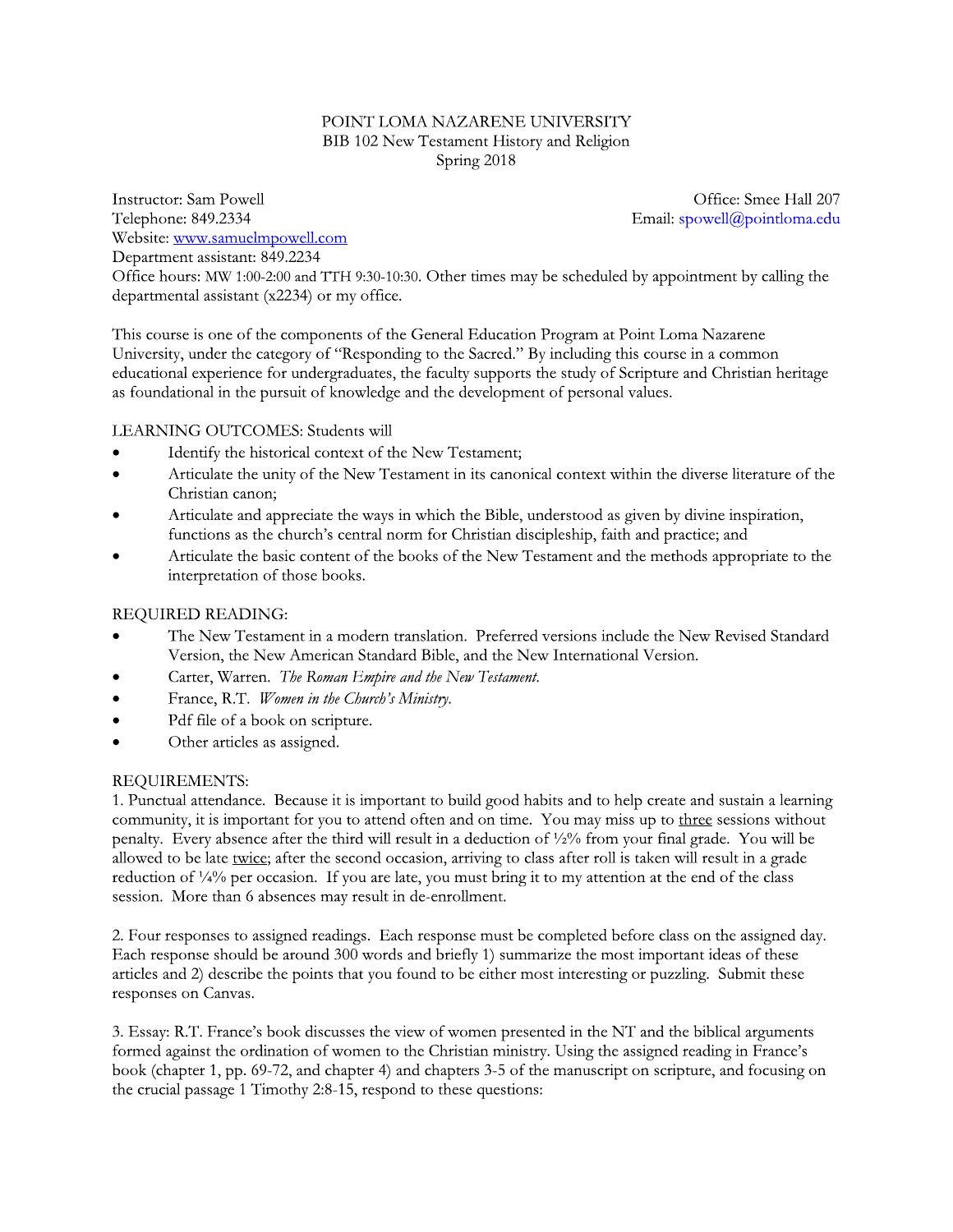# POINT LOMA NAZARENE UNIVERSITY
## BIB 102 New Testament History and Religion
### Spring 2018

Instructor: Sam Powell
Office: Smee Hall 207
Telephone: 849.2334
Email: spowell@pointloma.edu
Website: [www.samuelmpowell.com](http://www.samuelmpowell.com)
Department assistant: 849.2234
Office hours: MW 1:00-2:00 and TTH 9:30-10:30. Other times may be scheduled by appointment by calling the departmental assistant (x2234) or my office.

This course is one of the components of the General Education Program at Point Loma Nazarene University, under the category of "Responding to the Sacred." By including this course in a common educational experience for undergraduates, the faculty supports the study of Scripture and Christian heritage as foundational in the pursuit of knowledge and the development of personal values.

LEARNING OUTCOMES: Students will

- Identify the historical context of the New Testament;
- Articulate the unity of the New Testament in its canonical context within the diverse literature of the Christian canon;
- Articulate and appreciate the ways in which the Bible, understood as given by divine inspiration, functions as the church's central norm for Christian discipleship, faith and practice; and
- Articulate the basic content of the books of the New Testament and the methods appropriate to the interpretation of those books.

REQUIRED READING:

- The New Testament in a modern translation. Preferred versions include the New Revised Standard Version, the New American Standard Bible, and the New International Version.
- Carter, Warren. *The Roman Empire and the New Testament.*
- France, R.T. *Women in the Church's Ministry.*
- Pdf file of a book on scripture.
- Other articles as assigned.

REQUIREMENTS:

1. Punctual attendance. Because it is important to build good habits and to help create and sustain a learning community, it is important for you to attend often and on time. You may miss up to three sessions without penalty. Every absence after the third will result in a deduction of ½% from your final grade. You will be allowed to be late twice; after the second occasion, arriving to class after roll is taken will result in a grade reduction of ¼% per occasion. If you are late, you must bring it to my attention at the end of the class session. More than 6 absences may result in de-enrollment.

2. Four responses to assigned readings. Each response must be completed before class on the assigned day. Each response should be around 300 words and briefly 1) summarize the most important ideas of these articles and 2) describe the points that you found to be either most interesting or puzzling. Submit these responses on Canvas.

3. Essay: R.T. France's book discusses the view of women presented in the NT and the biblical arguments formed against the ordination of women to the Christian ministry. Using the assigned reading in France's book (chapter 1, pp. 69-72, and chapter 4) and chapters 3-5 of the manuscript on scripture, and focusing on the crucial passage 1 Timothy 2:8-15, respond to these questions: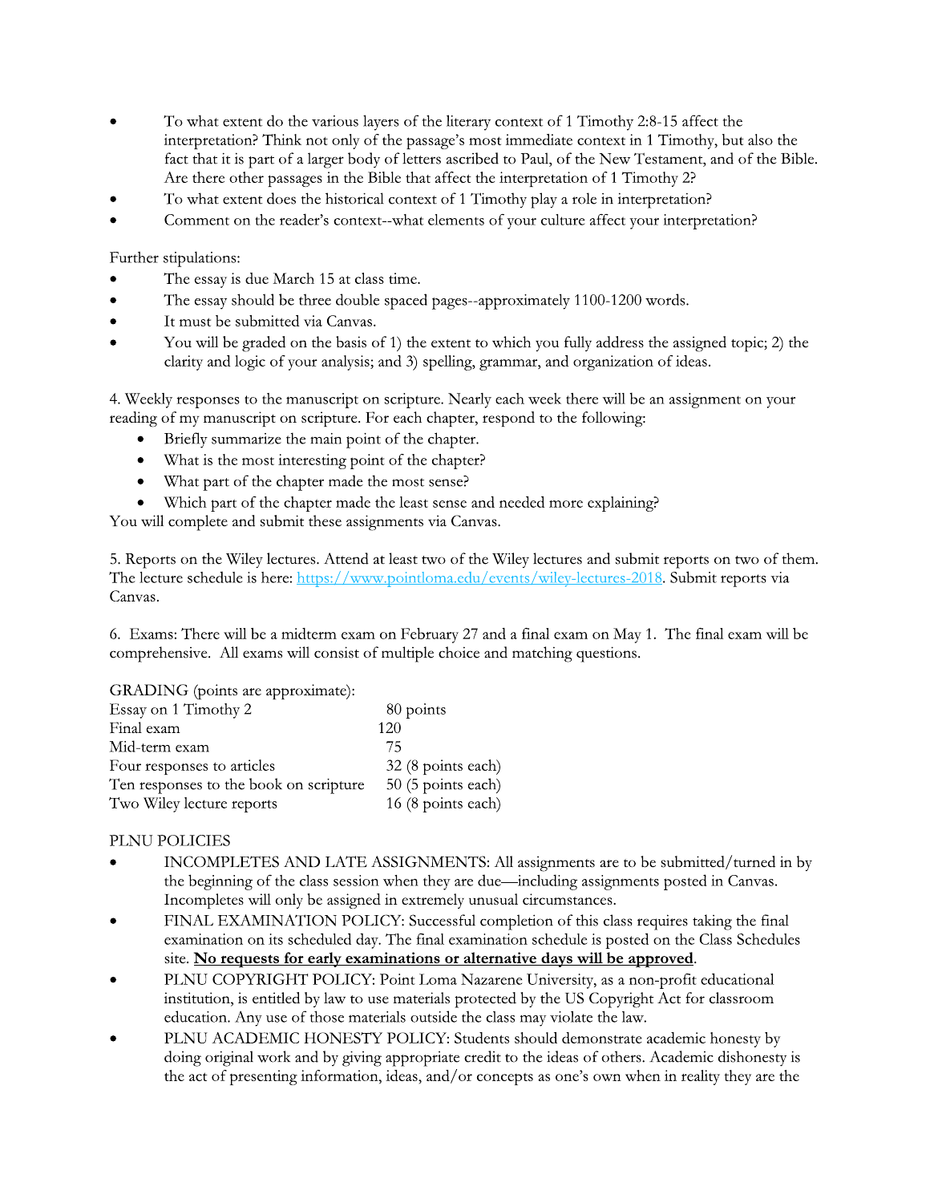- To what extent do the various layers of the literary context of 1 Timothy 2:8-15 affect the interpretation? Think not only of the passage's most immediate context in 1 Timothy, but also the fact that it is part of a larger body of letters ascribed to Paul, of the New Testament, and of the Bible. Are there other passages in the Bible that affect the interpretation of 1 Timothy 2?
- To what extent does the historical context of 1 Timothy play a role in interpretation?
- Comment on the reader's context--what elements of your culture affect your interpretation?

Further stipulations:

- The essay is due March 15 at class time.
- The essay should be three double spaced pages--approximately 1100-1200 words.
- It must be submitted via Canvas.
- You will be graded on the basis of 1) the extent to which you fully address the assigned topic; 2) the clarity and logic of your analysis; and 3) spelling, grammar, and organization of ideas.

4. Weekly responses to the manuscript on scripture. Nearly each week there will be an assignment on your reading of my manuscript on scripture. For each chapter, respond to the following:

- Briefly summarize the main point of the chapter.
- What is the most interesting point of the chapter?
- What part of the chapter made the most sense?
- Which part of the chapter made the least sense and needed more explaining?

You will complete and submit these assignments via Canvas.

5. Reports on the Wiley lectures. Attend at least two of the Wiley lectures and submit reports on two of them. The lecture schedule is here: [https://www.pointloma.edu/events/wiley-lectures-2018](https://www.pointloma.edu/events/wiley-lectures-2018). Submit reports via Canvas.

6. Exams: There will be a midterm exam on February 27 and a final exam on May 1. The final exam will be comprehensive. All exams will consist of multiple choice and matching questions.

GRADING (points are approximate):

| | |
|---|---|
| Essay on 1 Timothy 2 | 80 points |
| Final exam | 120 |
| Mid-term exam | 75 |
| Four responses to articles | 32 (8 points each) |
| Ten responses to the book on scripture | 50 (5 points each) |
| Two Wiley lecture reports | 16 (8 points each) |

PLNU POLICIES

- INCOMPLETES AND LATE ASSIGNMENTS: All assignments are to be submitted/turned in by the beginning of the class session when they are due—including assignments posted in Canvas. Incompletes will only be assigned in extremely unusual circumstances.
- FINAL EXAMINATION POLICY: Successful completion of this class requires taking the final examination on its scheduled day. The final examination schedule is posted on the Class Schedules site. **<u>No requests for early examinations or alternative days will be approved</u>**.
- PLNU COPYRIGHT POLICY: Point Loma Nazarene University, as a non-profit educational institution, is entitled by law to use materials protected by the US Copyright Act for classroom education. Any use of those materials outside the class may violate the law.
- PLNU ACADEMIC HONESTY POLICY: Students should demonstrate academic honesty by doing original work and by giving appropriate credit to the ideas of others. Academic dishonesty is the act of presenting information, ideas, and/or concepts as one's own when in reality they are the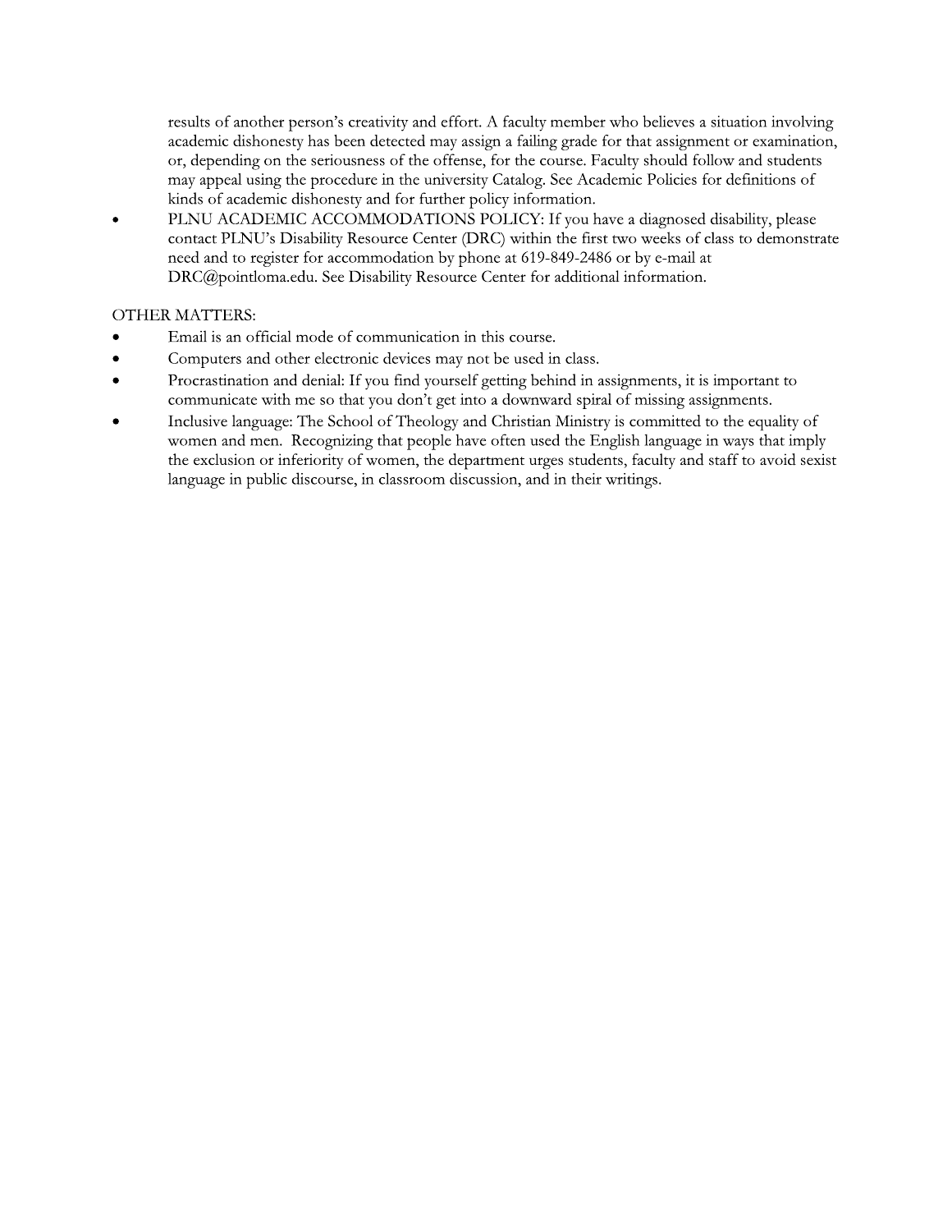results of another person's creativity and effort. A faculty member who believes a situation involving academic dishonesty has been detected may assign a failing grade for that assignment or examination, or, depending on the seriousness of the offense, for the course. Faculty should follow and students may appeal using the procedure in the university Catalog. See Academic Policies for definitions of kinds of academic dishonesty and for further policy information.

- PLNU ACADEMIC ACCOMMODATIONS POLICY: If you have a diagnosed disability, please contact PLNU's Disability Resource Center (DRC) within the first two weeks of class to demonstrate need and to register for accommodation by phone at 619-849-2486 or by e-mail at DRC@pointloma.edu. See Disability Resource Center for additional information.

OTHER MATTERS:

- Email is an official mode of communication in this course.
- Computers and other electronic devices may not be used in class.
- Procrastination and denial: If you find yourself getting behind in assignments, it is important to communicate with me so that you don't get into a downward spiral of missing assignments.
- Inclusive language: The School of Theology and Christian Ministry is committed to the equality of women and men. Recognizing that people have often used the English language in ways that imply the exclusion or inferiority of women, the department urges students, faculty and staff to avoid sexist language in public discourse, in classroom discussion, and in their writings.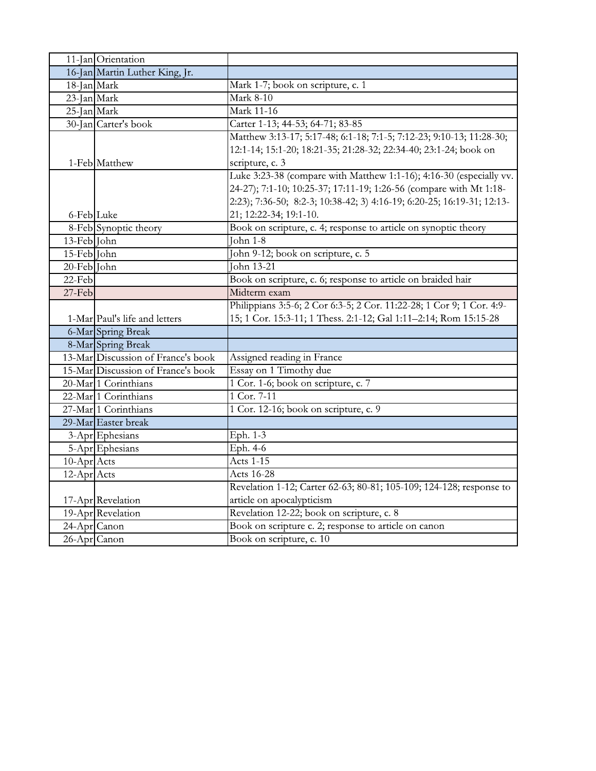| | | |
|---|---|---|
| 11-Jan | Orientation | |
| 16-Jan | Martin Luther King, Jr. | |
| 18-Jan | Mark | Mark 1-7; book on scripture, c. 1 |
| 23-Jan | Mark | Mark 8-10 |
| 25-Jan | Mark | Mark 11-16 |
| 30-Jan | Carter's book | Carter 1-13; 44-53; 64-71; 83-85 |
| 1-Feb | Matthew | Matthew 3:13-17; 5:17-48; 6:1-18; 7:1-5; 7:12-23; 9:10-13; 11:28-30; 12:1-14; 15:1-20; 18:21-35; 21:28-32; 22:34-40; 23:1-24; book on scripture, c. 3 |
| 6-Feb | Luke | Luke 3:23-38 (compare with Matthew 1:1-16); 4:16-30 (especially vv. 24-27); 7:1-10; 10:25-37; 17:11-19; 1:26-56 (compare with Mt 1:18-2:23); 7:36-50; 8:2-3; 10:38-42; 3) 4:16-19; 6:20-25; 16:19-31; 12:13-21; 12:22-34; 19:1-10. |
| 8-Feb | Synoptic theory | Book on scripture, c. 4; response to article on synoptic theory |
| 13-Feb | John | John 1-8 |
| 15-Feb | John | John 9-12; book on scripture, c. 5 |
| 20-Feb | John | John 13-21 |
| 22-Feb | | Book on scripture, c. 6; response to article on braided hair |
| 27-Feb | | Midterm exam |
| 1-Mar | Paul's life and letters | Philippians 3:5-6; 2 Cor 6:3-5; 2 Cor. 11:22-28; 1 Cor 9; 1 Cor. 4:9-15; 1 Cor. 15:3-11; 1 Thess. 2:1-12; Gal 1:11–2:14; Rom 15:15-28 |
| 6-Mar | Spring Break | |
| 8-Mar | Spring Break | |
| 13-Mar | Discussion of France's book | Assigned reading in France |
| 15-Mar | Discussion of France's book | Essay on 1 Timothy due |
| 20-Mar | 1 Corinthians | 1 Cor. 1-6; book on scripture, c. 7 |
| 22-Mar | 1 Corinthians | 1 Cor. 7-11 |
| 27-Mar | 1 Corinthians | 1 Cor. 12-16; book on scripture, c. 9 |
| 29-Mar | Easter break | |
| 3-Apr | Ephesians | Eph. 1-3 |
| 5-Apr | Ephesians | Eph. 4-6 |
| 10-Apr | Acts | Acts 1-15 |
| 12-Apr | Acts | Acts 16-28 |
| 17-Apr | Revelation | Revelation 1-12; Carter 62-63; 80-81; 105-109; 124-128; response to article on apocalypticism |
| 19-Apr | Revelation | Revelation 12-22; book on scripture, c. 8 |
| 24-Apr | Canon | Book on scripture c. 2; response to article on canon |
| 26-Apr | Canon | Book on scripture, c. 10 |